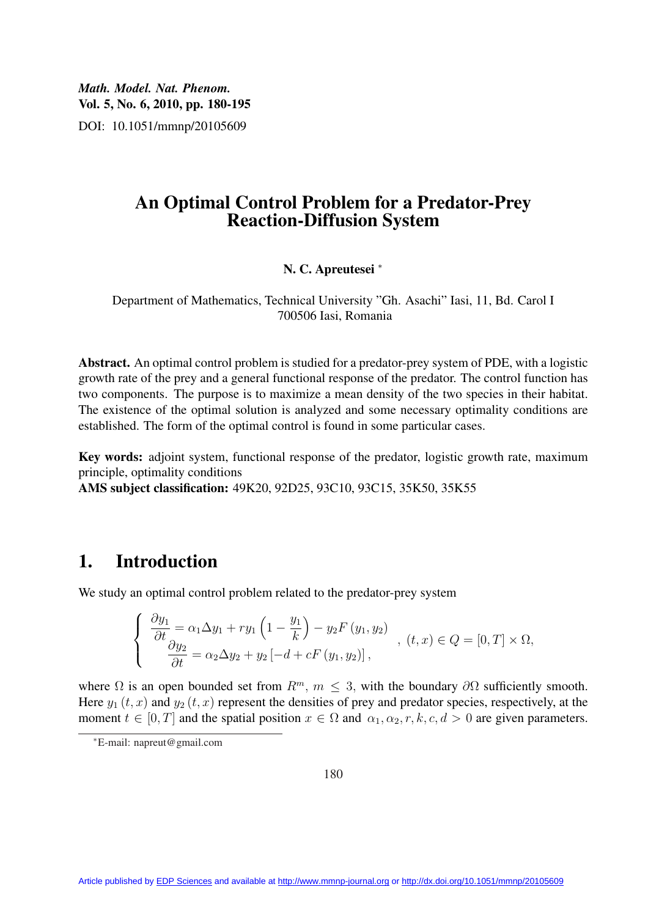# An Optimal Control Problem for a Predator-Prey Reaction-Diffusion System

**N. C. Apreutesei** [*]

Department of Mathematics, Technical University "Gh. Asachi" Iasi, 11, Bd. Carol I
700506 Iasi, Romania

**Abstract.** An optimal control problem is studied for a predator-prey system of PDE, with a logistic growth rate of the prey and a general functional response of the predator. The control function has two components. The purpose is to maximize a mean density of the two species in their habitat. The existence of the optimal solution is analyzed and some necessary optimality conditions are established. The form of the optimal control is found in some particular cases.

**Key words:** adjoint system, functional response of the predator, logistic growth rate, maximum principle, optimality conditions

**AMS subject classification:** 49K20, 92D25, 93C10, 93C15, 35K50, 35K55

## 1. Introduction

We study an optimal control problem related to the predator-prey system

$$
\begin{cases}
\dfrac{\partial y_1}{\partial t} = \alpha_1 \Delta y_1 + r y_1 \left(1 - \dfrac{y_1}{k}\right) - y_2 F(y_1, y_2) \\
\dfrac{\partial y_2}{\partial t} = \alpha_2 \Delta y_2 + y_2 \left[-d + cF(y_1, y_2)\right],
\end{cases}
, \ (t, x) \in Q = [0, T] \times \Omega,
$$

where $\Omega$ is an open bounded set from $R^m$, $m \leq 3$, with the boundary $\partial\Omega$ sufficiently smooth. Here $y_1(t, x)$ and $y_2(t, x)$ represent the densities of prey and predator species, respectively, at the moment $t \in [0, T]$ and the spatial position $x \in \Omega$ and $\alpha_1, \alpha_2, r, k, c, d > 0$ are given parameters.

[*] E-mail: napreut@gmail.com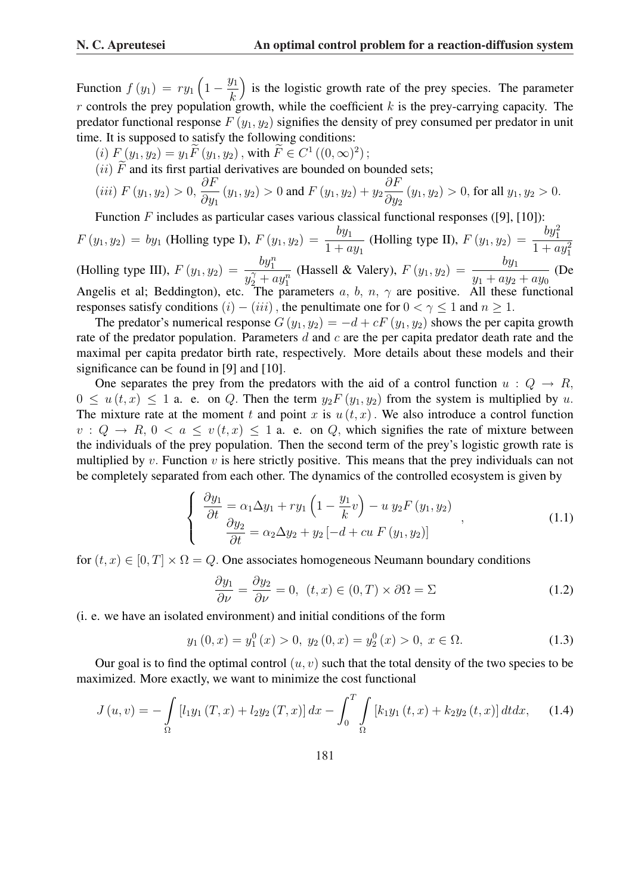Function $f(y_1) = ry_1\left(1 - \frac{y_1}{k}\right)$ is the logistic growth rate of the prey species. The parameter $r$ controls the prey population growth, while the coefficient $k$ is the prey-carrying capacity. The predator functional response $F(y_1, y_2)$ signifies the density of prey consumed per predator in unit time. It is supposed to satisfy the following conditions:

$(i)$ $F(y_1, y_2) = y_1 \widetilde{F}(y_1, y_2)$, with $\widetilde{F} \in C^1\left((0,\infty)^2\right)$;

$(ii)$ $\widetilde{F}$ and its first partial derivatives are bounded on bounded sets;

$(iii)$ $F(y_1, y_2) > 0$, $\frac{\partial F}{\partial y_1}(y_1, y_2) > 0$ and $F(y_1, y_2) + y_2 \frac{\partial F}{\partial y_2}(y_1, y_2) > 0$, for all $y_1, y_2 > 0$.

Function $F$ includes as particular cases various classical functional responses ([9], [10]): $F(y_1, y_2) = by_1$ (Holling type I), $F(y_1, y_2) = \frac{by_1}{1 + ay_1}$ (Holling type II), $F(y_1, y_2) = \frac{by_1^2}{1 + ay_1^2}$ (Holling type III), $F(y_1, y_2) = \frac{by_1^n}{y_2^\gamma + ay_1^n}$ (Hassell & Valery), $F(y_1, y_2) = \frac{by_1}{y_1 + ay_2 + ay_0}$ (De Angelis et al; Beddington), etc. The parameters $a$, $b$, $n$, $\gamma$ are positive. All these functional responses satisfy conditions $(i) - (iii)$, the penultimate one for $0 < \gamma \leq 1$ and $n \geq 1$.

The predator's numerical response $G(y_1, y_2) = -d + cF(y_1, y_2)$ shows the per capita growth rate of the predator population. Parameters $d$ and $c$ are the per capita predator death rate and the maximal per capita predator birth rate, respectively. More details about these models and their significance can be found in [9] and [10].

One separates the prey from the predators with the aid of a control function $u : Q \to R$, $0 \leq u(t,x) \leq 1$ a. e. on $Q$. Then the term $y_2 F(y_1, y_2)$ from the system is multiplied by $u$. The mixture rate at the moment $t$ and point $x$ is $u(t,x)$. We also introduce a control function $v : Q \to R$, $0 < a \leq v(t,x) \leq 1$ a. e. on $Q$, which signifies the rate of mixture between the individuals of the prey population. Then the second term of the prey's logistic growth rate is multiplied by $v$. Function $v$ is here strictly positive. This means that the prey individuals can not be completely separated from each other. The dynamics of the controlled ecosystem is given by

$$
\left\{
\begin{array}{l}
\frac{\partial y_1}{\partial t} = \alpha_1 \Delta y_1 + ry_1\left(1 - \frac{y_1}{k} v\right) - u\, y_2 F(y_1, y_2) \\
\frac{\partial y_2}{\partial t} = \alpha_2 \Delta y_2 + y_2\left[-d + cu\, F(y_1, y_2)\right]
\end{array}
\right. , \tag{1.1}
$$

for $(t,x) \in [0,T] \times \Omega = Q$. One associates homogeneous Neumann boundary conditions

$$
\frac{\partial y_1}{\partial \nu} = \frac{\partial y_2}{\partial \nu} = 0,\ (t,x) \in (0,T) \times \partial\Omega = \Sigma \tag{1.2}
$$

(i. e. we have an isolated environment) and initial conditions of the form

$$
y_1(0,x) = y_1^0(x) > 0,\ y_2(0,x) = y_2^0(x) > 0,\ x \in \Omega. \tag{1.3}
$$

Our goal is to find the optimal control $(u,v)$ such that the total density of the two species to be maximized. More exactly, we want to minimize the cost functional

$$
J(u,v) = -\int_\Omega \left[l_1 y_1(T,x) + l_2 y_2(T,x)\right] dx - \int_0^T \int_\Omega \left[k_1 y_1(t,x) + k_2 y_2(t,x)\right] dt dx, \tag{1.4}
$$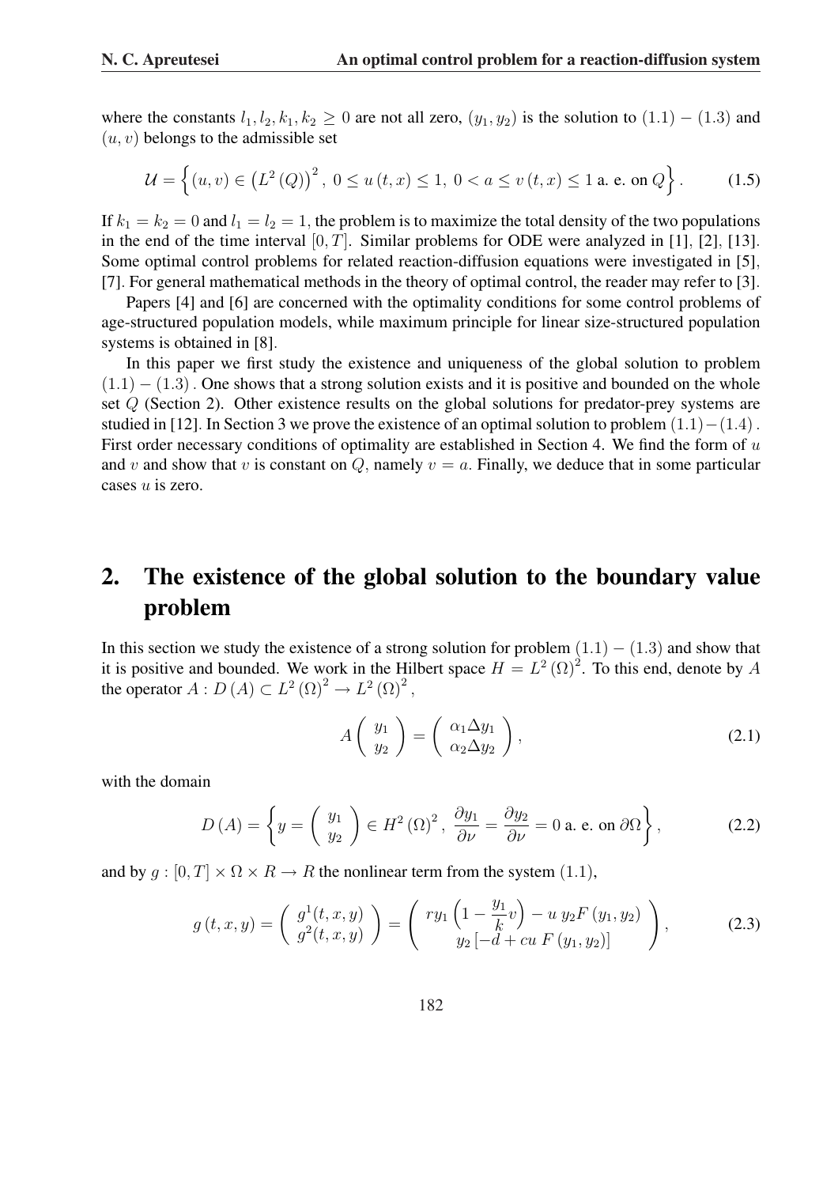where the constants $l_1, l_2, k_1, k_2 \geq 0$ are not all zero, $(y_1, y_2)$ is the solution to $(1.1) - (1.3)$ and $(u, v)$ belongs to the admissible set

$$\mathcal{U} = \left\{ (u, v) \in \left(L^2(Q)\right)^2,\ 0 \leq u(t, x) \leq 1,\ 0 < a \leq v(t, x) \leq 1 \text{ a. e. on } Q \right\}. \tag{1.5}$$

If $k_1 = k_2 = 0$ and $l_1 = l_2 = 1$, the problem is to maximize the total density of the two populations in the end of the time interval $[0, T]$. Similar problems for ODE were analyzed in [1], [2], [13]. Some optimal control problems for related reaction-diffusion equations were investigated in [5], [7]. For general mathematical methods in the theory of optimal control, the reader may refer to [3].

Papers [4] and [6] are concerned with the optimality conditions for some control problems of age-structured population models, while maximum principle for linear size-structured population systems is obtained in [8].

In this paper we first study the existence and uniqueness of the global solution to problem $(1.1) - (1.3)$. One shows that a strong solution exists and it is positive and bounded on the whole set $Q$ (Section 2). Other existence results on the global solutions for predator-prey systems are studied in [12]. In Section 3 we prove the existence of an optimal solution to problem $(1.1) - (1.4)$. First order necessary conditions of optimality are established in Section 4. We find the form of $u$ and $v$ and show that $v$ is constant on $Q$, namely $v = a$. Finally, we deduce that in some particular cases $u$ is zero.

## 2. The existence of the global solution to the boundary value problem

In this section we study the existence of a strong solution for problem $(1.1) - (1.3)$ and show that it is positive and bounded. We work in the Hilbert space $H = L^2(\Omega)^2$. To this end, denote by $A$ the operator $A : D(A) \subset L^2(\Omega)^2 \to L^2(\Omega)^2$,

$$A \begin{pmatrix} y_1 \\ y_2 \end{pmatrix} = \begin{pmatrix} \alpha_1 \Delta y_1 \\ \alpha_2 \Delta y_2 \end{pmatrix}, \tag{2.1}$$

with the domain

$$D(A) = \left\{ y = \begin{pmatrix} y_1 \\ y_2 \end{pmatrix} \in H^2(\Omega)^2,\ \frac{\partial y_1}{\partial \nu} = \frac{\partial y_2}{\partial \nu} = 0 \text{ a. e. on } \partial\Omega \right\}, \tag{2.2}$$

and by $g : [0, T] \times \Omega \times R \to R$ the nonlinear term from the system $(1.1)$,

$$g(t, x, y) = \begin{pmatrix} g^1(t, x, y) \\ g^2(t, x, y) \end{pmatrix} = \begin{pmatrix} ry_1 \left(1 - \dfrac{y_1}{k} v\right) - u\, y_2 F(y_1, y_2) \\ y_2 \left[-d + cu\, F(y_1, y_2)\right] \end{pmatrix}, \tag{2.3}$$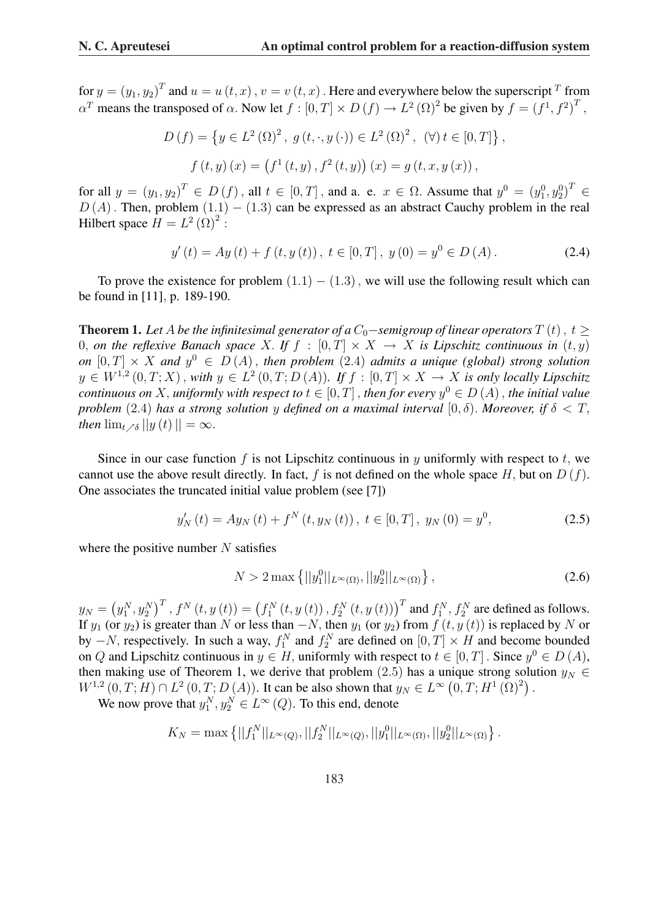for $y = (y_1, y_2)^T$ and $u = u(t,x)$, $v = v(t,x)$. Here and everywhere below the superscript $^T$ from $\alpha^T$ means the transposed of $\alpha$. Now let $f : [0,T] \times D(f) \to L^2(\Omega)^2$ be given by $f = (f^1, f^2)^T$,

$$D(f) = \left\{ y \in L^2(\Omega)^2,\ g(t, \cdot, y(\cdot)) \in L^2(\Omega)^2,\ (\forall)\, t \in [0,T] \right\},$$

$$f(t,y)(x) = \left(f^1(t,y), f^2(t,y)\right)(x) = g(t,x,y(x)),$$

for all $y = (y_1, y_2)^T \in D(f)$, all $t \in [0,T]$, and a. e. $x \in \Omega$. Assume that $y^0 = (y_1^0, y_2^0)^T \in D(A)$. Then, problem $(1.1) - (1.3)$ can be expressed as an abstract Cauchy problem in the real Hilbert space $H = L^2(\Omega)^2$:

$$y'(t) = Ay(t) + f(t, y(t)),\ t \in [0,T],\ y(0) = y^0 \in D(A). \tag{2.4}$$

To prove the existence for problem $(1.1) - (1.3)$, we will use the following result which can be found in [11], p. 189-190.

**Theorem 1.** *Let $A$ be the infinitesimal generator of a $C_0-$semigroup of linear operators $T(t)$, $t \geq 0$, on the reflexive Banach space $X$. If $f : [0,T] \times X \to X$ is Lipschitz continuous in $(t,y)$ on $[0,T] \times X$ and $y^0 \in D(A)$, then problem $(2.4)$ admits a unique (global) strong solution $y \in W^{1,2}(0,T;X)$, with $y \in L^2(0,T;D(A))$. If $f : [0,T] \times X \to X$ is only locally Lipschitz continuous on $X$, uniformly with respect to $t \in [0,T]$, then for every $y^0 \in D(A)$, the initial value problem $(2.4)$ has a strong solution $y$ defined on a maximal interval $[0,\delta)$. Moreover, if $\delta < T$, then $\lim_{t \nearrow \delta} ||y(t)|| = \infty$.*

Since in our case function $f$ is not Lipschitz continuous in $y$ uniformly with respect to $t$, we cannot use the above result directly. In fact, $f$ is not defined on the whole space $H$, but on $D(f)$. One associates the truncated initial value problem (see [7])

$$y_N'(t) = Ay_N(t) + f^N(t, y_N(t)),\ t \in [0,T],\ y_N(0) = y^0, \tag{2.5}$$

where the positive number $N$ satisfies

$$N > 2\max\left\{ ||y_1^0||_{L^\infty(\Omega)}, ||y_2^0||_{L^\infty(\Omega)} \right\}, \tag{2.6}$$

$y_N = \left(y_1^N, y_2^N\right)^T$, $f^N(t, y(t)) = \left(f_1^N(t, y(t)), f_2^N(t, y(t))\right)^T$ and $f_1^N$, $f_2^N$ are defined as follows. If $y_1$ (or $y_2$) is greater than $N$ or less than $-N$, then $y_1$ (or $y_2$) from $f(t, y(t))$ is replaced by $N$ or by $-N$, respectively. In such a way, $f_1^N$ and $f_2^N$ are defined on $[0,T] \times H$ and become bounded on $Q$ and Lipschitz continuous in $y \in H$, uniformly with respect to $t \in [0,T]$. Since $y^0 \in D(A)$, then making use of Theorem 1, we derive that problem $(2.5)$ has a unique strong solution $y_N \in W^{1,2}(0,T;H) \cap L^2(0,T;D(A))$. It can be also shown that $y_N \in L^\infty\left(0,T;H^1(\Omega)^2\right)$.

We now prove that $y_1^N, y_2^N \in L^\infty(Q)$. To this end, denote

$$K_N = \max\left\{ ||f_1^N||_{L^\infty(Q)}, ||f_2^N||_{L^\infty(Q)}, ||y_1^0||_{L^\infty(\Omega)}, ||y_2^0||_{L^\infty(\Omega)} \right\}.$$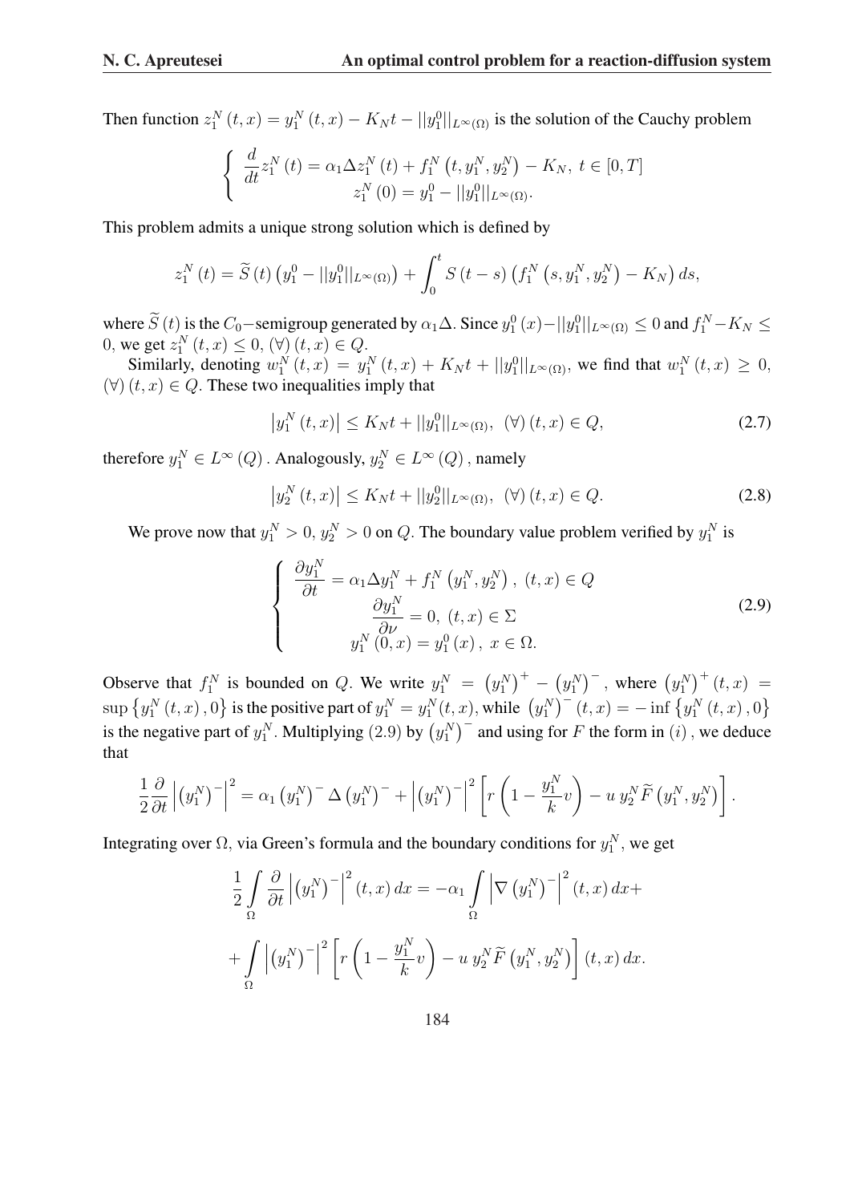Then function $z_1^N(t,x) = y_1^N(t,x) - K_N t - ||y_1^0||_{L^\infty(\Omega)}$ is the solution of the Cauchy problem

$$
\left\{
\begin{array}{c}
\dfrac{d}{dt} z_1^N(t) = \alpha_1 \Delta z_1^N(t) + f_1^N\left(t, y_1^N, y_2^N\right) - K_N, \ t \in [0,T] \\
z_1^N(0) = y_1^0 - ||y_1^0||_{L^\infty(\Omega)}.
\end{array}
\right.
$$

This problem admits a unique strong solution which is defined by

$$
z_1^N(t) = \widetilde{S}(t)\left(y_1^0 - ||y_1^0||_{L^\infty(\Omega)}\right) + \int_0^t S(t-s)\left(f_1^N\left(s, y_1^N, y_2^N\right) - K_N\right) ds,
$$

where $\widetilde{S}(t)$ is the $C_0$−semigroup generated by $\alpha_1 \Delta$. Since $y_1^0(x) - ||y_1^0||_{L^\infty(\Omega)} \le 0$ and $f_1^N - K_N \le 0$, we get $z_1^N(t,x) \le 0$, $(\forall)(t,x) \in Q$.

Similarly, denoting $w_1^N(t,x) = y_1^N(t,x) + K_N t + ||y_1^0||_{L^\infty(\Omega)}$, we find that $w_1^N(t,x) \ge 0$, $(\forall)(t,x) \in Q$. These two inequalities imply that

$$
\left|y_1^N(t,x)\right| \le K_N t + ||y_1^0||_{L^\infty(\Omega)}, \ (\forall)(t,x) \in Q, \tag{2.7}
$$

therefore $y_1^N \in L^\infty(Q)$. Analogously, $y_2^N \in L^\infty(Q)$, namely

$$
\left|y_2^N(t,x)\right| \le K_N t + ||y_2^0||_{L^\infty(\Omega)}, \ (\forall)(t,x) \in Q. \tag{2.8}
$$

We prove now that $y_1^N > 0$, $y_2^N > 0$ on $Q$. The boundary value problem verified by $y_1^N$ is

$$
\left\{
\begin{array}{c}
\dfrac{\partial y_1^N}{\partial t} = \alpha_1 \Delta y_1^N + f_1^N\left(y_1^N, y_2^N\right), \ (t,x) \in Q \\
\dfrac{\partial y_1^N}{\partial \nu} = 0, \ (t,x) \in \Sigma \\
y_1^N(0,x) = y_1^0(x), \ x \in \Omega.
\end{array}
\right. \tag{2.9}
$$

Observe that $f_1^N$ is bounded on $Q$. We write $y_1^N = \left(y_1^N\right)^+ - \left(y_1^N\right)^-$, where $\left(y_1^N\right)^+(t,x) = \sup\left\{y_1^N(t,x), 0\right\}$ is the positive part of $y_1^N = y_1^N(t,x)$, while $\left(y_1^N\right)^-(t,x) = -\inf\left\{y_1^N(t,x), 0\right\}$ is the negative part of $y_1^N$. Multiplying $(2.9)$ by $\left(y_1^N\right)^-$ and using for $F$ the form in $(i)$, we deduce that

$$
\frac{1}{2}\frac{\partial}{\partial t}\left|\left(y_1^N\right)^-\right|^2 = \alpha_1 \left(y_1^N\right)^- \Delta \left(y_1^N\right)^- + \left|\left(y_1^N\right)^-\right|^2 \left[r\left(1 - \frac{y_1^N}{k} v\right) - u\, y_2^N \widetilde{F}\left(y_1^N, y_2^N\right)\right].
$$

Integrating over $\Omega$, via Green's formula and the boundary conditions for $y_1^N$, we get

$$
\frac{1}{2}\int_\Omega \frac{\partial}{\partial t}\left|\left(y_1^N\right)^-\right|^2(t,x)\,dx = -\alpha_1 \int_\Omega \left|\nabla\left(y_1^N\right)^-\right|^2(t,x)\,dx +
$$

$$
+ \int_\Omega \left|\left(y_1^N\right)^-\right|^2 \left[r\left(1 - \frac{y_1^N}{k} v\right) - u\, y_2^N \widetilde{F}\left(y_1^N, y_2^N\right)\right](t,x)\,dx.
$$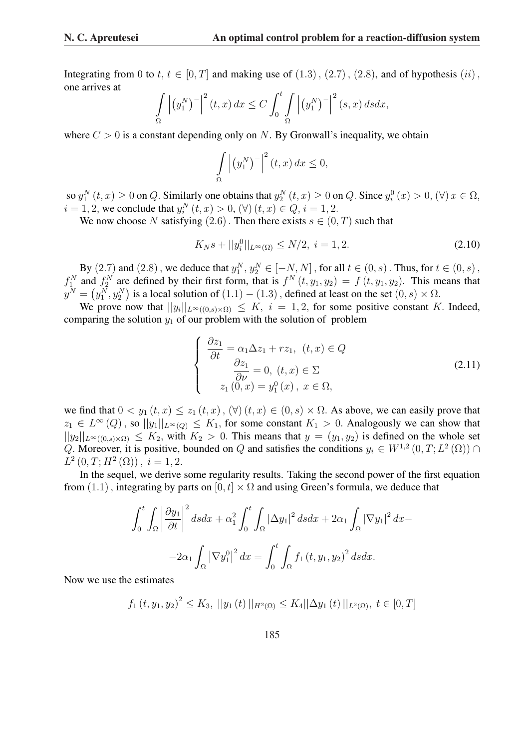Integrating from 0 to $t$, $t \in [0, T]$ and making use of $(1.3)$, $(2.7)$, $(2.8)$, and of hypothesis $(ii)$, one arrives at

$$\int_{\Omega} \left| \left(y_1^N\right)^- \right|^2 (t, x)\, dx \le C \int_0^t \int_{\Omega} \left| \left(y_1^N\right)^- \right|^2 (s, x)\, ds dx,$$

where $C > 0$ is a constant depending only on $N$. By Gronwall's inequality, we obtain

$$\int_{\Omega} \left| \left(y_1^N\right)^- \right|^2 (t, x)\, dx \le 0,$$

so $y_1^N(t, x) \ge 0$ on $Q$. Similarly one obtains that $y_2^N(t, x) \ge 0$ on $Q$. Since $y_i^0(x) > 0$, $(\forall)\, x \in \Omega$, $i = 1, 2$, we conclude that $y_i^N(t, x) > 0$, $(\forall)\,(t, x) \in Q$, $i = 1, 2$.

We now choose $N$ satisfying $(2.6)$. Then there exists $s \in (0, T)$ such that

$$K_N s + ||y_i^0||_{L^\infty(\Omega)} \le N/2, \; i = 1, 2. \tag{2.10}$$

By $(2.7)$ and $(2.8)$, we deduce that $y_1^N, y_2^N \in [-N, N]$, for all $t \in (0, s)$. Thus, for $t \in (0, s)$, $f_1^N$ and $f_2^N$ are defined by their first form, that is $f^N(t, y_1, y_2) = f(t, y_1, y_2)$. This means that $y^N = \left(y_1^N, y_2^N\right)$ is a local solution of $(1.1) - (1.3)$, defined at least on the set $(0, s) \times \Omega$.

We prove now that $||y_i||_{L^\infty((0,s)\times\Omega)} \le K$, $i = 1, 2$, for some positive constant $K$. Indeed, comparing the solution $y_1$ of our problem with the solution of problem

$$\left\{ \begin{array}{l} \dfrac{\partial z_1}{\partial t} = \alpha_1 \Delta z_1 + r z_1, \;\; (t, x) \in Q \\ \qquad \dfrac{\partial z_1}{\partial \nu} = 0, \; (t, x) \in \Sigma \\ \quad z_1(0, x) = y_1^0(x), \; x \in \Omega, \end{array} \right. \tag{2.11}$$

we find that $0 < y_1(t, x) \le z_1(t, x)$, $(\forall)\,(t, x) \in (0, s) \times \Omega$. As above, we can easily prove that $z_1 \in L^\infty(Q)$, so $||y_1||_{L^\infty(Q)} \le K_1$, for some constant $K_1 > 0$. Analogously we can show that $||y_2||_{L^\infty((0,s)\times\Omega)} \le K_2$, with $K_2 > 0$. This means that $y = (y_1, y_2)$ is defined on the whole set $Q$. Moreover, it is positive, bounded on $Q$ and satisfies the conditions $y_i \in W^{1,2}(0, T; L^2(\Omega)) \cap L^2(0, T; H^2(\Omega))$, $i = 1, 2$.

In the sequel, we derive some regularity results. Taking the second power of the first equation from $(1.1)$, integrating by parts on $[0, t] \times \Omega$ and using Green's formula, we deduce that

$$\int_0^t \int_{\Omega} \left| \frac{\partial y_1}{\partial t} \right|^2 ds dx + \alpha_1^2 \int_0^t \int_{\Omega} |\Delta y_1|^2 ds dx + 2\alpha_1 \int_{\Omega} |\nabla y_1|^2 dx -$$

$$-2\alpha_1 \int_{\Omega} \left|\nabla y_1^0\right|^2 dx = \int_0^t \int_{\Omega} f_1(t, y_1, y_2)^2 ds dx.$$

Now we use the estimates

$$f_1(t, y_1, y_2)^2 \le K_3, \; ||y_1(t)||_{H^2(\Omega)} \le K_4 ||\Delta y_1(t)||_{L^2(\Omega)}, \; t \in [0, T]$$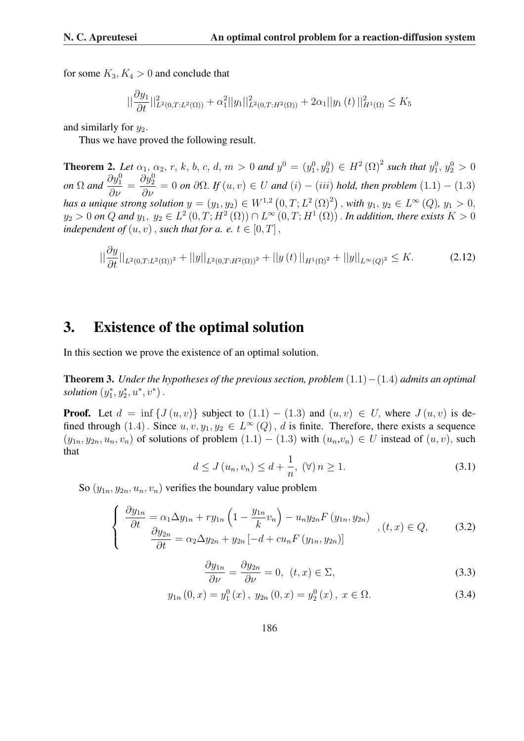for some $K_3, K_4 > 0$ and conclude that

$$||\frac{\partial y_1}{\partial t}||^2_{L^2(0,T:L^2(\Omega))} + \alpha_1^2 ||y_1||^2_{L^2(0,T:H^2(\Omega))} + 2\alpha_1 ||y_1(t)||^2_{H^1(\Omega)} \le K_5$$

and similarly for $y_2$.

Thus we have proved the following result.

**Theorem 2.** *Let $\alpha_1, \alpha_2, r, k, b, c, d, m > 0$ and $y^0 = (y_1^0, y_2^0) \in H^2(\Omega)^2$ such that $y_1^0, y_2^0 > 0$ on $\Omega$ and $\dfrac{\partial y_1^0}{\partial \nu} = \dfrac{\partial y_2^0}{\partial \nu} = 0$ on $\partial\Omega$. If $(u, v) \in U$ and $(i) - (iii)$ hold, then problem $(1.1) - (1.3)$ has a unique strong solution $y = (y_1, y_2) \in W^{1,2}\left(0, T; L^2(\Omega)^2\right)$, with $y_1, y_2 \in L^\infty(Q)$, $y_1 > 0$, $y_2 > 0$ on $Q$ and $y_1, y_2 \in L^2(0, T; H^2(\Omega)) \cap L^\infty(0, T; H^1(\Omega))$. In addition, there exists $K > 0$ independent of $(u, v)$, such that for a. e. $t \in [0, T]$,*

$$||\frac{\partial y}{\partial t}||_{L^2(0,T:L^2(\Omega))^2} + ||y||_{L^2(0,T:H^2(\Omega))^2} + ||y(t)||_{H^1(\Omega)^2} + ||y||_{L^\infty(Q)^2} \le K. \tag{2.12}$$

## 3. Existence of the optimal solution

In this section we prove the existence of an optimal solution.

**Theorem 3.** *Under the hypotheses of the previous section, problem $(1.1) - (1.4)$ admits an optimal solution $(y_1^*, y_2^*, u^*, v^*)$.*

**Proof.** Let $d = \inf\{J(u, v)\}$ subject to $(1.1) - (1.3)$ and $(u, v) \in U$, where $J(u, v)$ is defined through $(1.4)$. Since $u, v, y_1, y_2 \in L^\infty(Q)$, $d$ is finite. Therefore, there exists a sequence $(y_{1n}, y_{2n}, u_n, v_n)$ of solutions of problem $(1.1) - (1.3)$ with $(u_n, v_n) \in U$ instead of $(u, v)$, such that

$$d \le J(u_n, v_n) \le d + \frac{1}{n}, \; (\forall)\, n \ge 1. \tag{3.1}$$

So $(y_{1n}, y_{2n}, u_n, v_n)$ verifies the boundary value problem

$$\begin{cases} \dfrac{\partial y_{1n}}{\partial t} = \alpha_1 \Delta y_{1n} + r y_{1n}\left(1 - \dfrac{y_{1n}}{k} v_n\right) - u_n y_{2n} F(y_{1n}, y_{2n}) \\ \dfrac{\partial y_{2n}}{\partial t} = \alpha_2 \Delta y_{2n} + y_{2n}\left[-d + c u_n F(y_{1n}, y_{2n})\right] \end{cases}, (t, x) \in Q, \tag{3.2}$$

$$\frac{\partial y_{1n}}{\partial \nu} = \frac{\partial y_{2n}}{\partial \nu} = 0, \;\; (t, x) \in \Sigma, \tag{3.3}$$

$$y_{1n}(0, x) = y_1^0(x), \; y_{2n}(0, x) = y_2^0(x), \; x \in \Omega. \tag{3.4}$$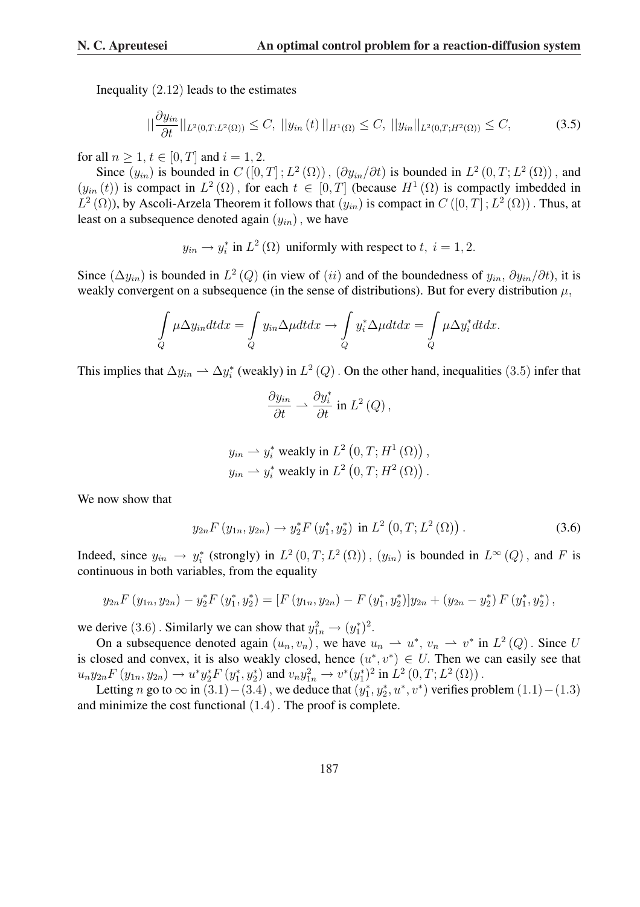Inequality $(2.12)$ leads to the estimates

$$||\frac{\partial y_{in}}{\partial t}||_{L^2(0,T:L^2(\Omega))} \leq C, \ ||y_{in}(t)||_{H^1(\Omega)} \leq C, \ ||y_{in}||_{L^2(0,T;H^2(\Omega))} \leq C, \tag{3.5}$$

for all $n \geq 1$, $t \in [0,T]$ and $i = 1, 2$.

Since $(y_{in})$ is bounded in $C([0,T]; L^2(\Omega))$, $(\partial y_{in}/\partial t)$ is bounded in $L^2(0,T; L^2(\Omega))$, and $(y_{in}(t))$ is compact in $L^2(\Omega)$, for each $t \in [0,T]$ (because $H^1(\Omega)$ is compactly imbedded in $L^2(\Omega)$), by Ascoli-Arzela Theorem it follows that $(y_{in})$ is compact in $C([0,T]; L^2(\Omega))$. Thus, at least on a subsequence denoted again $(y_{in})$, we have

$$y_{in} \to y_i^* \text{ in } L^2(\Omega) \text{ uniformly with respect to } t, \ i = 1, 2.$$

Since $(\Delta y_{in})$ is bounded in $L^2(Q)$ (in view of $(ii)$ and of the boundedness of $y_{in}$, $\partial y_{in}/\partial t$), it is weakly convergent on a subsequence (in the sense of distributions). But for every distribution $\mu$,

$$\int_Q \mu \Delta y_{in} dt dx = \int_Q y_{in} \Delta \mu dt dx \to \int_Q y_i^* \Delta \mu dt dx = \int_Q \mu \Delta y_i^* dt dx.$$

This implies that $\Delta y_{in} \rightharpoonup \Delta y_i^*$ (weakly) in $L^2(Q)$. On the other hand, inequalities $(3.5)$ infer that

$$\frac{\partial y_{in}}{\partial t} \rightharpoonup \frac{\partial y_i^*}{\partial t} \text{ in } L^2(Q),$$

$$y_{in} \rightharpoonup y_i^* \text{ weakly in } L^2\left(0,T; H^1(\Omega)\right),$$
$$y_{in} \rightharpoonup y_i^* \text{ weakly in } L^2\left(0,T; H^2(\Omega)\right).$$

We now show that

$$y_{2n} F(y_{1n}, y_{2n}) \to y_2^* F(y_1^*, y_2^*) \text{ in } L^2\left(0,T; L^2(\Omega)\right). \tag{3.6}$$

Indeed, since $y_{in} \to y_i^*$ (strongly) in $L^2(0,T; L^2(\Omega))$, $(y_{in})$ is bounded in $L^\infty(Q)$, and $F$ is continuous in both variables, from the equality

$$y_{2n} F(y_{1n}, y_{2n}) - y_2^* F(y_1^*, y_2^*) = [F(y_{1n}, y_{2n}) - F(y_1^*, y_2^*)] y_{2n} + (y_{2n} - y_2^*) F(y_1^*, y_2^*),$$

we derive $(3.6)$. Similarly we can show that $y_{1n}^2 \to (y_1^*)^2$.

On a subsequence denoted again $(u_n, v_n)$, we have $u_n \rightharpoonup u^*$, $v_n \rightharpoonup v^*$ in $L^2(Q)$. Since $U$ is closed and convex, it is also weakly closed, hence $(u^*, v^*) \in U$. Then we can easily see that $u_n y_{2n} F(y_{1n}, y_{2n}) \to u^* y_2^* F(y_1^*, y_2^*)$ and $v_n y_{1n}^2 \to v^* (y_1^*)^2$ in $L^2(0,T; L^2(\Omega))$.

Letting $n$ go to $\infty$ in $(3.1) - (3.4)$, we deduce that $(y_1^*, y_2^*, u^*, v^*)$ verifies problem $(1.1) - (1.3)$ and minimize the cost functional $(1.4)$. The proof is complete.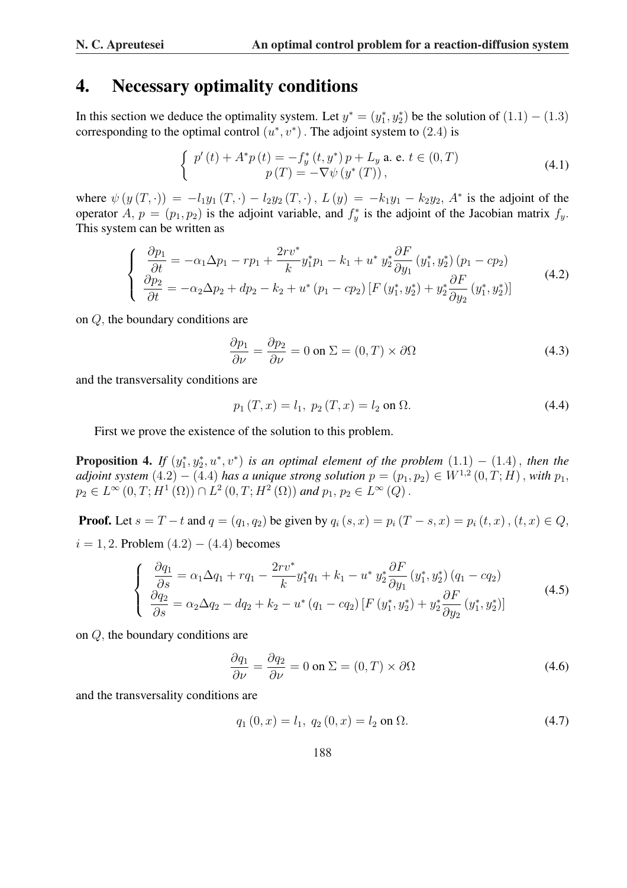## 4. Necessary optimality conditions

In this section we deduce the optimality system. Let $y^* = (y_1^*, y_2^*)$ be the solution of $(1.1) - (1.3)$ corresponding to the optimal control $(u^*, v^*)$. The adjoint system to $(2.4)$ is

$$\begin{cases} p'(t) + A^* p(t) = -f_y^*(t, y^*) p + L_y \text{ a. e. } t \in (0, T) \\ p(T) = -\nabla \psi(y^*(T)), \end{cases} \tag{4.1}$$

where $\psi(y(T, \cdot)) = -l_1 y_1(T, \cdot) - l_2 y_2(T, \cdot)$, $L(y) = -k_1 y_1 - k_2 y_2$, $A^*$ is the adjoint of the operator $A$, $p = (p_1, p_2)$ is the adjoint variable, and $f_y^*$ is the adjoint of the Jacobian matrix $f_y$. This system can be written as

$$\begin{cases} \dfrac{\partial p_1}{\partial t} = -\alpha_1 \Delta p_1 - r p_1 + \dfrac{2rv^*}{k} y_1^* p_1 - k_1 + u^* \, y_2^* \dfrac{\partial F}{\partial y_1}(y_1^*, y_2^*)(p_1 - c p_2) \\ \dfrac{\partial p_2}{\partial t} = -\alpha_2 \Delta p_2 + d p_2 - k_2 + u^* (p_1 - c p_2) \left[ F(y_1^*, y_2^*) + y_2^* \dfrac{\partial F}{\partial y_2}(y_1^*, y_2^*) \right] \end{cases} \tag{4.2}$$

on $Q$, the boundary conditions are

$$\frac{\partial p_1}{\partial \nu} = \frac{\partial p_2}{\partial \nu} = 0 \text{ on } \Sigma = (0, T) \times \partial \Omega \tag{4.3}$$

and the transversality conditions are

$$p_1(T, x) = l_1, \; p_2(T, x) = l_2 \text{ on } \Omega. \tag{4.4}$$

First we prove the existence of the solution to this problem.

**Proposition 4.** *If $(y_1^*, y_2^*, u^*, v^*)$ is an optimal element of the problem $(1.1) - (1.4)$, then the adjoint system $(4.2) - (4.4)$ has a unique strong solution $p = (p_1, p_2) \in W^{1,2}(0, T; H)$, with $p_1$, $p_2 \in L^\infty(0, T; H^1(\Omega)) \cap L^2(0, T; H^2(\Omega))$ and $p_1, p_2 \in L^\infty(Q)$.*

**Proof.** Let $s = T - t$ and $q = (q_1, q_2)$ be given by $q_i(s, x) = p_i(T - s, x) = p_i(t, x)$, $(t, x) \in Q$, $i = 1, 2$. Problem $(4.2) - (4.4)$ becomes

$$\begin{cases} \dfrac{\partial q_1}{\partial s} = \alpha_1 \Delta q_1 + r q_1 - \dfrac{2rv^*}{k} y_1^* q_1 + k_1 - u^* \, y_2^* \dfrac{\partial F}{\partial y_1}(y_1^*, y_2^*)(q_1 - c q_2) \\ \dfrac{\partial q_2}{\partial s} = \alpha_2 \Delta q_2 - d q_2 + k_2 - u^* (q_1 - c q_2) \left[ F(y_1^*, y_2^*) + y_2^* \dfrac{\partial F}{\partial y_2}(y_1^*, y_2^*) \right] \end{cases} \tag{4.5}$$

on $Q$, the boundary conditions are

$$\frac{\partial q_1}{\partial \nu} = \frac{\partial q_2}{\partial \nu} = 0 \text{ on } \Sigma = (0, T) \times \partial \Omega \tag{4.6}$$

and the transversality conditions are

$$q_1(0, x) = l_1, \; q_2(0, x) = l_2 \text{ on } \Omega. \tag{4.7}$$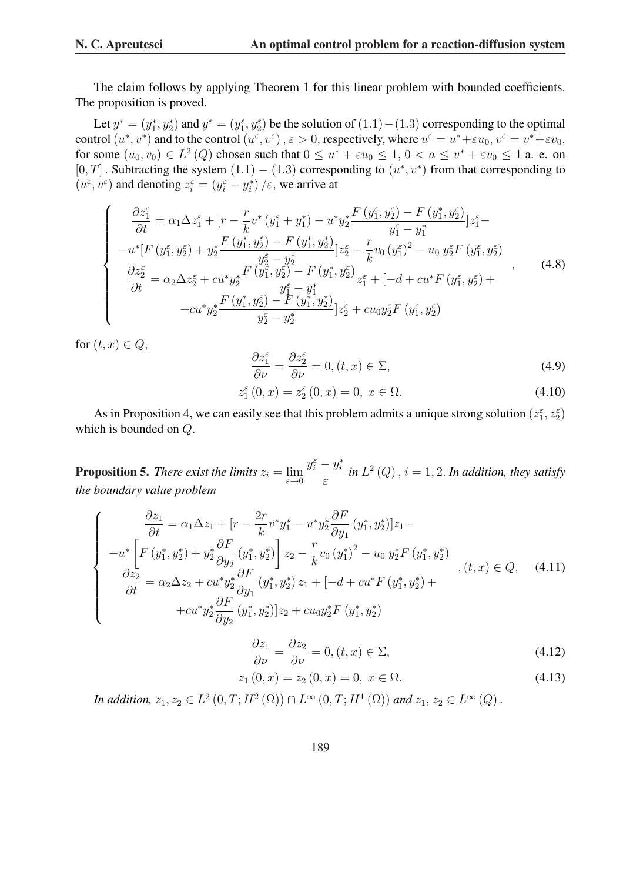The claim follows by applying Theorem 1 for this linear problem with bounded coefficients. The proposition is proved.

Let $y^* = (y_1^*, y_2^*)$ and $y^\varepsilon = (y_1^\varepsilon, y_2^\varepsilon)$ be the solution of $(1.1)-(1.3)$ corresponding to the optimal control $(u^*, v^*)$ and to the control $(u^\varepsilon, v^\varepsilon)$, $\varepsilon > 0$, respectively, where $u^\varepsilon = u^* + \varepsilon u_0$, $v^\varepsilon = v^* + \varepsilon v_0$, for some $(u_0, v_0) \in L^2(Q)$ chosen such that $0 \leq u^* + \varepsilon u_0 \leq 1$, $0 < a \leq v^* + \varepsilon v_0 \leq 1$ a. e. on $[0, T]$. Subtracting the system $(1.1) - (1.3)$ corresponding to $(u^*, v^*)$ from that corresponding to $(u^\varepsilon, v^\varepsilon)$ and denoting $z_i^\varepsilon = (y_i^\varepsilon - y_i^*)/\varepsilon$, we arrive at

$$
\left\{
\begin{array}{c}
\dfrac{\partial z_1^\varepsilon}{\partial t} = \alpha_1 \Delta z_1^\varepsilon + [r - \dfrac{r}{k} v^* (y_1^\varepsilon + y_1^*) - u^* y_2^* \dfrac{F(y_1^\varepsilon, y_2^\varepsilon) - F(y_1^*, y_2^\varepsilon)}{y_1^\varepsilon - y_1^*}] z_1^\varepsilon - \\
-u^* [F(y_1^\varepsilon, y_2^\varepsilon) + y_2^* \dfrac{F(y_1^*, y_2^\varepsilon) - F(y_1^*, y_2^*)}{y_2^\varepsilon - y_2^*}] z_2^\varepsilon - \dfrac{r}{k} v_0 (y_1^\varepsilon)^2 - u_0\, y_2^\varepsilon F(y_1^\varepsilon, y_2^\varepsilon) \\
\dfrac{\partial z_2^\varepsilon}{\partial t} = \alpha_2 \Delta z_2^\varepsilon + c u^* y_2^* \dfrac{F(y_1^\varepsilon, y_2^\varepsilon) - F(y_1^*, y_2^\varepsilon)}{y_1^\varepsilon - y_1^*} z_1^\varepsilon + [-d + c u^* F(y_1^\varepsilon, y_2^\varepsilon) + \\
+ c u^* y_2^* \dfrac{F(y_1^*, y_2^\varepsilon) - F(y_1^*, y_2^*)}{y_2^\varepsilon - y_2^*}] z_2^\varepsilon + c u_0 y_2^\varepsilon F(y_1^\varepsilon, y_2^\varepsilon)
\end{array}
\right. , \tag{4.8}
$$

for $(t, x) \in Q$,

$$
\frac{\partial z_1^\varepsilon}{\partial \nu} = \frac{\partial z_2^\varepsilon}{\partial \nu} = 0, (t, x) \in \Sigma, \tag{4.9}
$$

$$
z_1^\varepsilon(0, x) = z_2^\varepsilon(0, x) = 0,\ x \in \Omega. \tag{4.10}
$$

As in Proposition 4, we can easily see that this problem admits a unique strong solution $(z_1^\varepsilon, z_2^\varepsilon)$ which is bounded on $Q$.

**Proposition 5.** *There exist the limits* $z_i = \lim\limits_{\varepsilon \to 0} \dfrac{y_i^\varepsilon - y_i^*}{\varepsilon}$ *in* $L^2(Q)$, $i = 1, 2$. *In addition, they satisfy the boundary value problem*

$$
\left\{
\begin{array}{c}
\dfrac{\partial z_1}{\partial t} = \alpha_1 \Delta z_1 + [r - \dfrac{2r}{k} v^* y_1^* - u^* y_2^* \dfrac{\partial F}{\partial y_1}(y_1^*, y_2^*)] z_1 - \\
-u^* \left[F(y_1^*, y_2^*) + y_2^* \dfrac{\partial F}{\partial y_2}(y_1^*, y_2^*)\right] z_2 - \dfrac{r}{k} v_0 (y_1^*)^2 - u_0\, y_2^* F(y_1^*, y_2^*) \\
\dfrac{\partial z_2}{\partial t} = \alpha_2 \Delta z_2 + c u^* y_2^* \dfrac{\partial F}{\partial y_1}(y_1^*, y_2^*) z_1 + [-d + c u^* F(y_1^*, y_2^*) + \\
+ c u^* y_2^* \dfrac{\partial F}{\partial y_2}(y_1^*, y_2^*)] z_2 + c u_0 y_2^* F(y_1^*, y_2^*)
\end{array}
\right. , (t, x) \in Q, \tag{4.11}
$$

$$
\frac{\partial z_1}{\partial \nu} = \frac{\partial z_2}{\partial \nu} = 0, (t, x) \in \Sigma, \tag{4.12}
$$

$$
z_1(0, x) = z_2(0, x) = 0,\ x \in \Omega. \tag{4.13}
$$

*In addition,* $z_1, z_2 \in L^2(0, T; H^2(\Omega)) \cap L^\infty(0, T; H^1(\Omega))$ *and* $z_1, z_2 \in L^\infty(Q)$.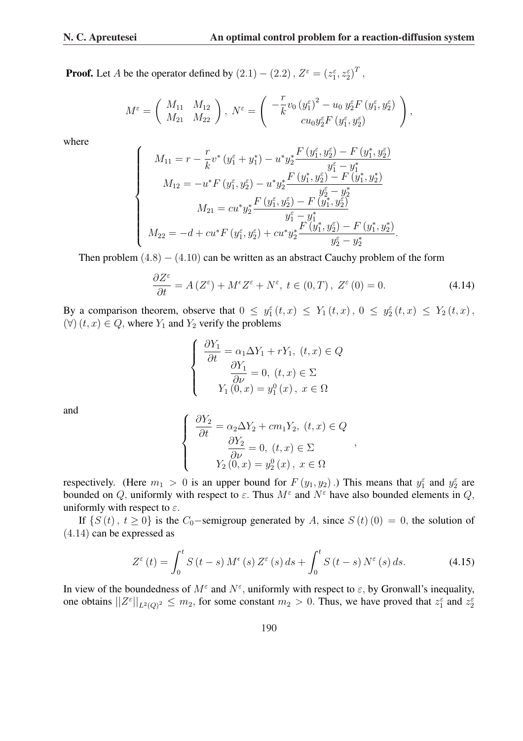**Proof.** Let $A$ be the operator defined by $(2.1)-(2.2)$, $Z^{\varepsilon}=\left(z_1^{\varepsilon},z_2^{\varepsilon}\right)^T$,

$$M^{\varepsilon}=\begin{pmatrix} M_{11} & M_{12} \\ M_{21} & M_{22}\end{pmatrix},\ N^{\varepsilon}=\begin{pmatrix} -\dfrac{r}{k}v_0\left(y_1^{\varepsilon}\right)^2-u_0\,y_2^{\varepsilon}F\left(y_1^{\varepsilon},y_2^{\varepsilon}\right) \\ cu_0y_2^{\varepsilon}F\left(y_1^{\varepsilon},y_2^{\varepsilon}\right)\end{pmatrix},$$

where

$$\begin{cases} M_{11}=r-\dfrac{r}{k}v^*\left(y_1^{\varepsilon}+y_1^*\right)-u^*y_2^*\dfrac{F\left(y_1^{\varepsilon},y_2^{\varepsilon}\right)-F\left(y_1^*,y_2^{\varepsilon}\right)}{y_1^{\varepsilon}-y_1^*} \\ M_{12}=-u^*F\left(y_1^{\varepsilon},y_2^{\varepsilon}\right)-u^*y_2^*\dfrac{F\left(y_1^*,y_2^{\varepsilon}\right)-F\left(y_1^*,y_2^*\right)}{y_2^{\varepsilon}-y_2^*} \\ M_{21}=cu^*y_2^*\dfrac{F\left(y_1^{\varepsilon},y_2^{\varepsilon}\right)-F\left(y_1^*,y_2^{\varepsilon}\right)}{y_1^{\varepsilon}-y_1^*} \\ M_{22}=-d+cu^*F\left(y_1^{\varepsilon},y_2^{\varepsilon}\right)+cu^*y_2^*\dfrac{F\left(y_1^*,y_2^{\varepsilon}\right)-F\left(y_1^*,y_2^*\right)}{y_2^{\varepsilon}-y_2^*}. \end{cases}$$

Then problem $(4.8)-(4.10)$ can be written as an abstract Cauchy problem of the form

$$\frac{\partial Z^{\varepsilon}}{\partial t}=A\left(Z^{\varepsilon}\right)+M^{\epsilon}Z^{\varepsilon}+N^{\varepsilon},\ t\in(0,T),\ Z^{\varepsilon}(0)=0. \tag{4.14}$$

By a comparison theorem, observe that $0\le y_1^{\varepsilon}(t,x)\le Y_1(t,x)$, $0\le y_2^{\varepsilon}(t,x)\le Y_2(t,x)$, $(\forall)\,(t,x)\in Q$, where $Y_1$ and $Y_2$ verify the problems

$$\begin{cases} \dfrac{\partial Y_1}{\partial t}=\alpha_1\Delta Y_1+rY_1,\ (t,x)\in Q \\ \dfrac{\partial Y_1}{\partial \nu}=0,\ (t,x)\in\Sigma \\ Y_1(0,x)=y_1^0(x),\ x\in\Omega \end{cases}$$

and

$$\begin{cases} \dfrac{\partial Y_2}{\partial t}=\alpha_2\Delta Y_2+cm_1Y_2,\ (t,x)\in Q \\ \dfrac{\partial Y_2}{\partial \nu}=0,\ (t,x)\in\Sigma \\ Y_2(0,x)=y_2^0(x),\ x\in\Omega \end{cases},$$

respectively. (Here $m_1>0$ is an upper bound for $F(y_1,y_2)$.) This means that $y_1^{\varepsilon}$ and $y_2^{\varepsilon}$ are bounded on $Q$, uniformly with respect to $\varepsilon$. Thus $M^{\varepsilon}$ and $N^{\varepsilon}$ have also bounded elements in $Q$, uniformly with respect to $\varepsilon$.

If $\{S(t),\ t\ge 0\}$ is the $C_0-$semigroup generated by $A$, since $S(t)(0)=0$, the solution of $(4.14)$ can be expressed as

$$Z^{\varepsilon}(t)=\int_0^t S(t-s)\,M^{\epsilon}(s)\,Z^{\varepsilon}(s)\,ds+\int_0^t S(t-s)\,N^{\varepsilon}(s)\,ds. \tag{4.15}$$

In view of the boundedness of $M^{\varepsilon}$ and $N^{\varepsilon}$, uniformly with respect to $\varepsilon$, by Gronwall's inequality, one obtains $||Z^{\varepsilon}||_{L^2(Q)^2}\le m_2$, for some constant $m_2>0$. Thus, we have proved that $z_1^{\varepsilon}$ and $z_2^{\varepsilon}$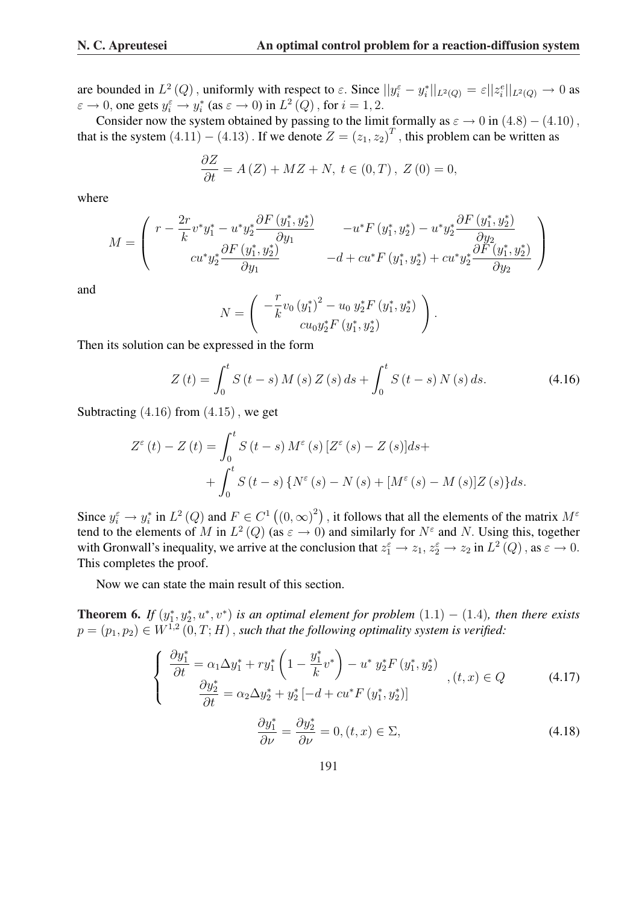are bounded in $L^2(Q)$, uniformly with respect to $\varepsilon$. Since $||y_i^\varepsilon - y_i^*||_{L^2(Q)} = \varepsilon ||z_i^e||_{L^2(Q)} \to 0$ as $\varepsilon \to 0$, one gets $y_i^\varepsilon \to y_i^*$ (as $\varepsilon \to 0$) in $L^2(Q)$, for $i = 1, 2$.

Consider now the system obtained by passing to the limit formally as $\varepsilon \to 0$ in $(4.8) - (4.10)$, that is the system $(4.11) - (4.13)$. If we denote $Z = (z_1, z_2)^T$, this problem can be written as

$$\frac{\partial Z}{\partial t} = A(Z) + MZ + N,\ t \in (0, T),\ Z(0) = 0,$$

where

$$M = \begin{pmatrix} r - \dfrac{2r}{k} v^* y_1^* - u^* y_2^* \dfrac{\partial F(y_1^*, y_2^*)}{\partial y_1} & -u^* F(y_1^*, y_2^*) - u^* y_2^* \dfrac{\partial F(y_1^*, y_2^*)}{\partial y_2} \\ c u^* y_2^* \dfrac{\partial F(y_1^*, y_2^*)}{\partial y_1} & -d + c u^* F(y_1^*, y_2^*) + c u^* y_2^* \dfrac{\partial F(y_1^*, y_2^*)}{\partial y_2} \end{pmatrix}$$

and

$$N = \begin{pmatrix} -\dfrac{r}{k} v_0 (y_1^*)^2 - u_0\, y_2^* F(y_1^*, y_2^*) \\ c u_0 y_2^* F(y_1^*, y_2^*) \end{pmatrix}.$$

Then its solution can be expressed in the form

$$Z(t) = \int_0^t S(t-s) M(s) Z(s) ds + \int_0^t S(t-s) N(s) ds. \tag{4.16}$$

Subtracting $(4.16)$ from $(4.15)$, we get

$$Z^\varepsilon(t) - Z(t) = \int_0^t S(t-s) M^\varepsilon(s) [Z^\varepsilon(s) - Z(s)] ds + \\ + \int_0^t S(t-s) \{N^\varepsilon(s) - N(s) + [M^\varepsilon(s) - M(s)] Z(s)\} ds.$$

Since $y_i^\varepsilon \to y_i^*$ in $L^2(Q)$ and $F \in C^1((0, \infty)^2)$, it follows that all the elements of the matrix $M^\varepsilon$ tend to the elements of $M$ in $L^2(Q)$ (as $\varepsilon \to 0$) and similarly for $N^\varepsilon$ and $N$. Using this, together with Gronwall's inequality, we arrive at the conclusion that $z_1^\varepsilon \to z_1$, $z_2^\varepsilon \to z_2$ in $L^2(Q)$, as $\varepsilon \to 0$. This completes the proof.

Now we can state the main result of this section.

**Theorem 6.** *If $(y_1^*, y_2^*, u^*, v^*)$ is an optimal element for problem $(1.1) - (1.4)$, then there exists $p = (p_1, p_2) \in W^{1,2}(0, T; H)$, such that the following optimality system is verified:*

$$\begin{cases} \dfrac{\partial y_1^*}{\partial t} = \alpha_1 \Delta y_1^* + r y_1^* \left(1 - \dfrac{y_1^*}{k} v^*\right) - u^*\, y_2^* F(y_1^*, y_2^*) \\ \dfrac{\partial y_2^*}{\partial t} = \alpha_2 \Delta y_2^* + y_2^* [-d + c u^* F(y_1^*, y_2^*)] \end{cases},\ (t, x) \in Q \tag{4.17}$$

$$\frac{\partial y_1^*}{\partial \nu} = \frac{\partial y_2^*}{\partial \nu} = 0, (t, x) \in \Sigma, \tag{4.18}$$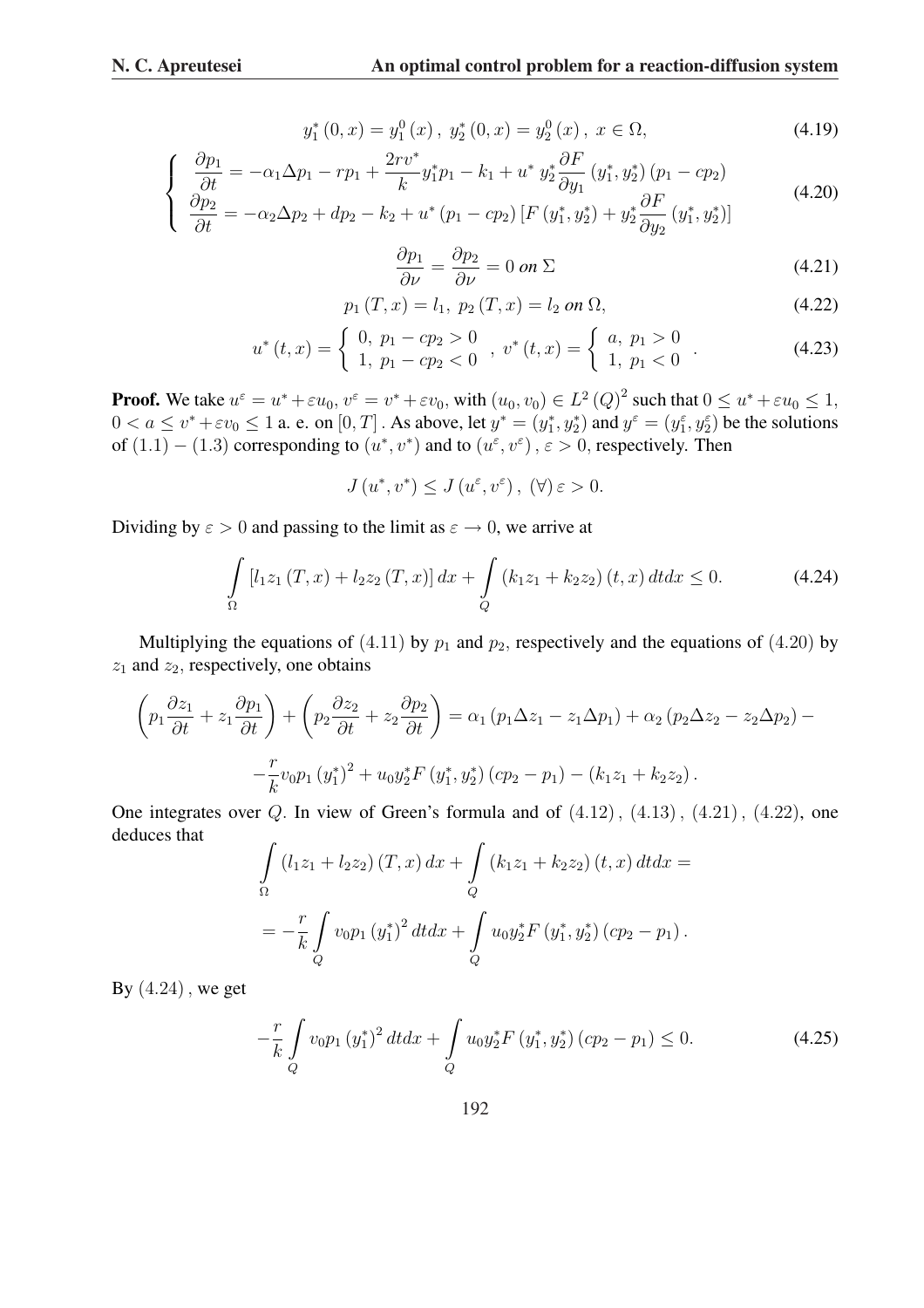$$y_1^*(0,x) = y_1^0(x),\ y_2^*(0,x) = y_2^0(x),\ x \in \Omega, \tag{4.19}$$

$$\left\{ \begin{array}{l} \dfrac{\partial p_1}{\partial t} = -\alpha_1 \Delta p_1 - r p_1 + \dfrac{2 r v^*}{k} y_1^* p_1 - k_1 + u^* y_2^* \dfrac{\partial F}{\partial y_1}(y_1^*, y_2^*)(p_1 - c p_2) \\ \dfrac{\partial p_2}{\partial t} = -\alpha_2 \Delta p_2 + d p_2 - k_2 + u^* (p_1 - c p_2)\left[F(y_1^*, y_2^*) + y_2^* \dfrac{\partial F}{\partial y_2}(y_1^*, y_2^*)\right] \end{array} \right. \tag{4.20}$$

$$\frac{\partial p_1}{\partial \nu} = \frac{\partial p_2}{\partial \nu} = 0 \text{ on } \Sigma \tag{4.21}$$

$$p_1(T,x) = l_1,\ p_2(T,x) = l_2 \text{ on } \Omega, \tag{4.22}$$

$$u^*(t,x) = \left\{ \begin{array}{l} 0,\ p_1 - c p_2 > 0 \\ 1,\ p_1 - c p_2 < 0 \end{array} \right.,\ v^*(t,x) = \left\{ \begin{array}{l} a,\ p_1 > 0 \\ 1,\ p_1 < 0 \end{array} \right.. \tag{4.23}$$

**Proof.** We take $u^\varepsilon = u^* + \varepsilon u_0$, $v^\varepsilon = v^* + \varepsilon v_0$, with $(u_0, v_0) \in L^2(Q)^2$ such that $0 \le u^* + \varepsilon u_0 \le 1$, $0 < a \le v^* + \varepsilon v_0 \le 1$ a. e. on $[0,T]$. As above, let $y^* = (y_1^*, y_2^*)$ and $y^\varepsilon = (y_1^\varepsilon, y_2^\varepsilon)$ be the solutions of $(1.1) - (1.3)$ corresponding to $(u^*, v^*)$ and to $(u^\varepsilon, v^\varepsilon)$, $\varepsilon > 0$, respectively. Then

$$J(u^*, v^*) \le J(u^\varepsilon, v^\varepsilon),\ (\forall)\, \varepsilon > 0.$$

Dividing by $\varepsilon > 0$ and passing to the limit as $\varepsilon \to 0$, we arrive at

$$\int_\Omega [l_1 z_1(T,x) + l_2 z_2(T,x)]\, dx + \int_Q (k_1 z_1 + k_2 z_2)(t,x)\, dt dx \le 0. \tag{4.24}$$

Multiplying the equations of $(4.11)$ by $p_1$ and $p_2$, respectively and the equations of $(4.20)$ by $z_1$ and $z_2$, respectively, one obtains

$$\left(p_1 \frac{\partial z_1}{\partial t} + z_1 \frac{\partial p_1}{\partial t}\right) + \left(p_2 \frac{\partial z_2}{\partial t} + z_2 \frac{\partial p_2}{\partial t}\right) = \alpha_1 (p_1 \Delta z_1 - z_1 \Delta p_1) + \alpha_2 (p_2 \Delta z_2 - z_2 \Delta p_2) -$$

$$- \frac{r}{k} v_0 p_1 (y_1^*)^2 + u_0 y_2^* F(y_1^*, y_2^*)(c p_2 - p_1) - (k_1 z_1 + k_2 z_2).$$

One integrates over $Q$. In view of Green's formula and of $(4.12)$, $(4.13)$, $(4.21)$, $(4.22)$, one deduces that

$$\int_\Omega (l_1 z_1 + l_2 z_2)(T,x)\, dx + \int_Q (k_1 z_1 + k_2 z_2)(t,x)\, dt dx =$$

$$= -\frac{r}{k} \int_Q v_0 p_1 (y_1^*)^2\, dt dx + \int_Q u_0 y_2^* F(y_1^*, y_2^*)(c p_2 - p_1).$$

By $(4.24)$, we get

$$-\frac{r}{k} \int_Q v_0 p_1 (y_1^*)^2\, dt dx + \int_Q u_0 y_2^* F(y_1^*, y_2^*)(c p_2 - p_1) \le 0. \tag{4.25}$$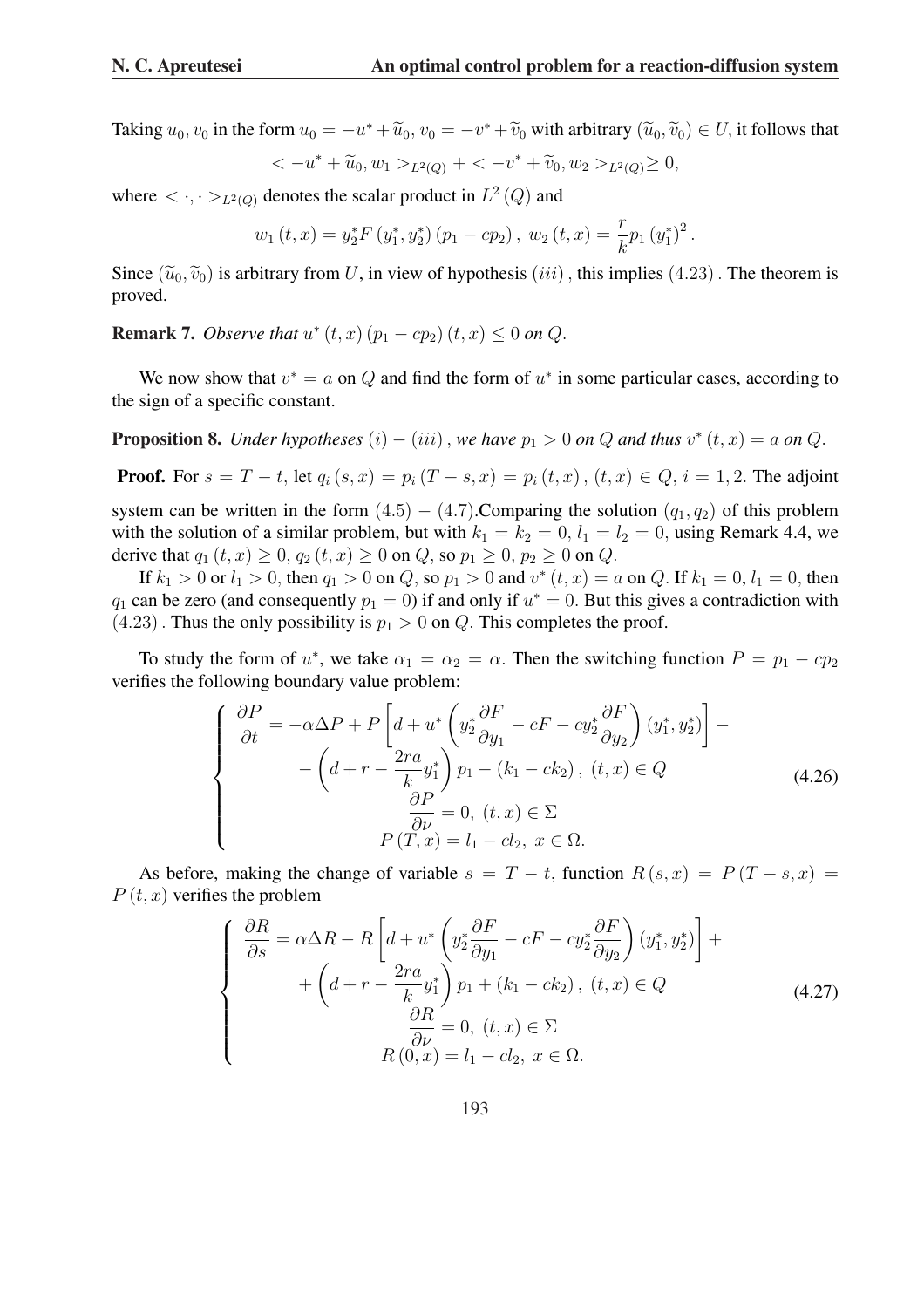Taking $u_0, v_0$ in the form $u_0 = -u^* + \widetilde{u}_0$, $v_0 = -v^* + \widetilde{v}_0$ with arbitrary $(\widetilde{u}_0, \widetilde{v}_0) \in U$, it follows that

$$< -u^* + \widetilde{u}_0, w_1 >_{L^2(Q)} + < -v^* + \widetilde{v}_0, w_2 >_{L^2(Q)} \geq 0,$$

where $< \cdot, \cdot >_{L^2(Q)}$ denotes the scalar product in $L^2(Q)$ and

$$w_1(t,x) = y_2^* F(y_1^*, y_2^*)(p_1 - cp_2), \ w_2(t,x) = \frac{r}{k} p_1 (y_1^*)^2.$$

Since $(\widetilde{u}_0, \widetilde{v}_0)$ is arbitrary from $U$, in view of hypothesis $(iii)$, this implies $(4.23)$. The theorem is proved.

**Remark 7.** *Observe that $u^*(t,x)(p_1 - cp_2)(t,x) \leq 0$ on $Q$.*

We now show that $v^* = a$ on $Q$ and find the form of $u^*$ in some particular cases, according to the sign of a specific constant.

**Proposition 8.** *Under hypotheses $(i) - (iii)$, we have $p_1 > 0$ on $Q$ and thus $v^*(t,x) = a$ on $Q$.*

**Proof.** For $s = T - t$, let $q_i(s,x) = p_i(T-s,x) = p_i(t,x)$, $(t,x) \in Q$, $i = 1, 2$. The adjoint system can be written in the form $(4.5) - (4.7)$.Comparing the solution $(q_1, q_2)$ of this problem with the solution of a similar problem, but with $k_1 = k_2 = 0$, $l_1 = l_2 = 0$, using Remark 4.4, we derive that $q_1(t,x) \geq 0$, $q_2(t,x) \geq 0$ on $Q$, so $p_1 \geq 0$, $p_2 \geq 0$ on $Q$.

If $k_1 > 0$ or $l_1 > 0$, then $q_1 > 0$ on $Q$, so $p_1 > 0$ and $v^*(t,x) = a$ on $Q$. If $k_1 = 0$, $l_1 = 0$, then $q_1$ can be zero (and consequently $p_1 = 0$) if and only if $u^* = 0$. But this gives a contradiction with $(4.23)$. Thus the only possibility is $p_1 > 0$ on $Q$. This completes the proof.

To study the form of $u^*$, we take $\alpha_1 = \alpha_2 = \alpha$. Then the switching function $P = p_1 - cp_2$ verifies the following boundary value problem:

$$\left\{ \begin{array}{c} \dfrac{\partial P}{\partial t} = -\alpha \Delta P + P \left[ d + u^* \left( y_2^* \dfrac{\partial F}{\partial y_1} - cF - cy_2^* \dfrac{\partial F}{\partial y_2} \right)(y_1^*, y_2^*) \right] - \\ - \left( d + r - \dfrac{2ra}{k} y_1^* \right) p_1 - (k_1 - ck_2), \ (t,x) \in Q \\ \dfrac{\partial P}{\partial \nu} = 0, \ (t,x) \in \Sigma \\ P(T,x) = l_1 - cl_2, \ x \in \Omega. \end{array} \right. \tag{4.26}$$

As before, making the change of variable $s = T - t$, function $R(s,x) = P(T-s,x) = P(t,x)$ verifies the problem

$$\left\{ \begin{array}{c} \dfrac{\partial R}{\partial s} = \alpha \Delta R - R \left[ d + u^* \left( y_2^* \dfrac{\partial F}{\partial y_1} - cF - cy_2^* \dfrac{\partial F}{\partial y_2} \right)(y_1^*, y_2^*) \right] + \\ + \left( d + r - \dfrac{2ra}{k} y_1^* \right) p_1 + (k_1 - ck_2), \ (t,x) \in Q \\ \dfrac{\partial R}{\partial \nu} = 0, \ (t,x) \in \Sigma \\ R(0,x) = l_1 - cl_2, \ x \in \Omega. \end{array} \right. \tag{4.27}$$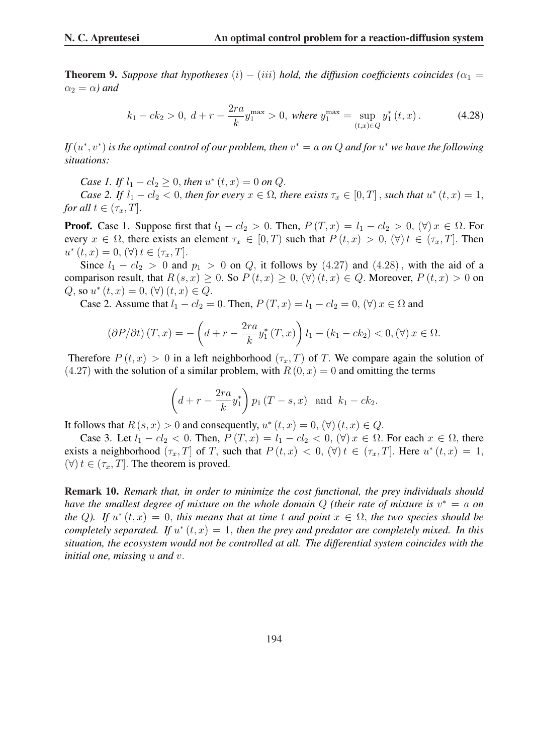**Theorem 9.** *Suppose that hypotheses $(i)-(iii)$ hold, the diffusion coefficients coincides ($\alpha_1 = \alpha_2 = \alpha$) and*

$$k_1 - ck_2 > 0,\ d + r - \frac{2ra}{k} y_1^{\max} > 0,\ \textit{where } y_1^{\max} = \sup_{(t,x)\in Q} y_1^*(t,x). \tag{4.28}$$

*If $(u^*, v^*)$ is the optimal control of our problem, then $v^* = a$ on $Q$ and for $u^*$ we have the following situations:*

*Case 1. If $l_1 - cl_2 \geq 0$, then $u^*(t,x) = 0$ on $Q$.*

*Case 2. If $l_1 - cl_2 < 0$, then for every $x \in \Omega$, there exists $\tau_x \in [0,T]$, such that $u^*(t,x) = 1$, for all $t \in (\tau_x, T]$.*

**Proof.** Case 1. Suppose first that $l_1 - cl_2 > 0$. Then, $P(T,x) = l_1 - cl_2 > 0$, $(\forall)\, x \in \Omega$. For every $x \in \Omega$, there exists an element $\tau_x \in [0,T)$ such that $P(t,x) > 0$, $(\forall)\, t \in (\tau_x, T]$. Then $u^*(t,x) = 0$, $(\forall)\, t \in (\tau_x, T]$.

Since $l_1 - cl_2 > 0$ and $p_1 > 0$ on $Q$, it follows by $(4.27)$ and $(4.28)$, with the aid of a comparison result, that $R(s,x) \geq 0$. So $P(t,x) \geq 0$, $(\forall)\,(t,x) \in Q$. Moreover, $P(t,x) > 0$ on $Q$, so $u^*(t,x) = 0$, $(\forall)\,(t,x) \in Q$.

Case 2. Assume that $l_1 - cl_2 = 0$. Then, $P(T,x) = l_1 - cl_2 = 0$, $(\forall)\, x \in \Omega$ and

$$(\partial P/\partial t)(T,x) = -\left(d + r - \frac{2ra}{k} y_1^*(T,x)\right) l_1 - (k_1 - ck_2) < 0, (\forall)\, x \in \Omega.$$

Therefore $P(t,x) > 0$ in a left neighborhood $(\tau_x, T)$ of $T$. We compare again the solution of $(4.27)$ with the solution of a similar problem, with $R(0,x) = 0$ and omitting the terms

$$\left(d + r - \frac{2ra}{k} y_1^*\right) p_1(T-s,x) \quad \text{and} \quad k_1 - ck_2.$$

It follows that $R(s,x) > 0$ and consequently, $u^*(t,x) = 0$, $(\forall)\,(t,x) \in Q$.

Case 3. Let $l_1 - cl_2 < 0$. Then, $P(T,x) = l_1 - cl_2 < 0$, $(\forall)\, x \in \Omega$. For each $x \in \Omega$, there exists a neighborhood $(\tau_x, T]$ of $T$, such that $P(t,x) < 0$, $(\forall)\, t \in (\tau_x, T]$. Here $u^*(t,x) = 1$, $(\forall)\, t \in (\tau_x, T]$. The theorem is proved.

**Remark 10.** *Remark that, in order to minimize the cost functional, the prey individuals should have the smallest degree of mixture on the whole domain $Q$ (their rate of mixture is $v^* = a$ on the $Q$). If $u^*(t,x) = 0$, this means that at time $t$ and point $x \in \Omega$, the two species should be completely separated. If $u^*(t,x) = 1$, then the prey and predator are completely mixed. In this situation, the ecosystem would not be controlled at all. The differential system coincides with the initial one, missing $u$ and $v$.*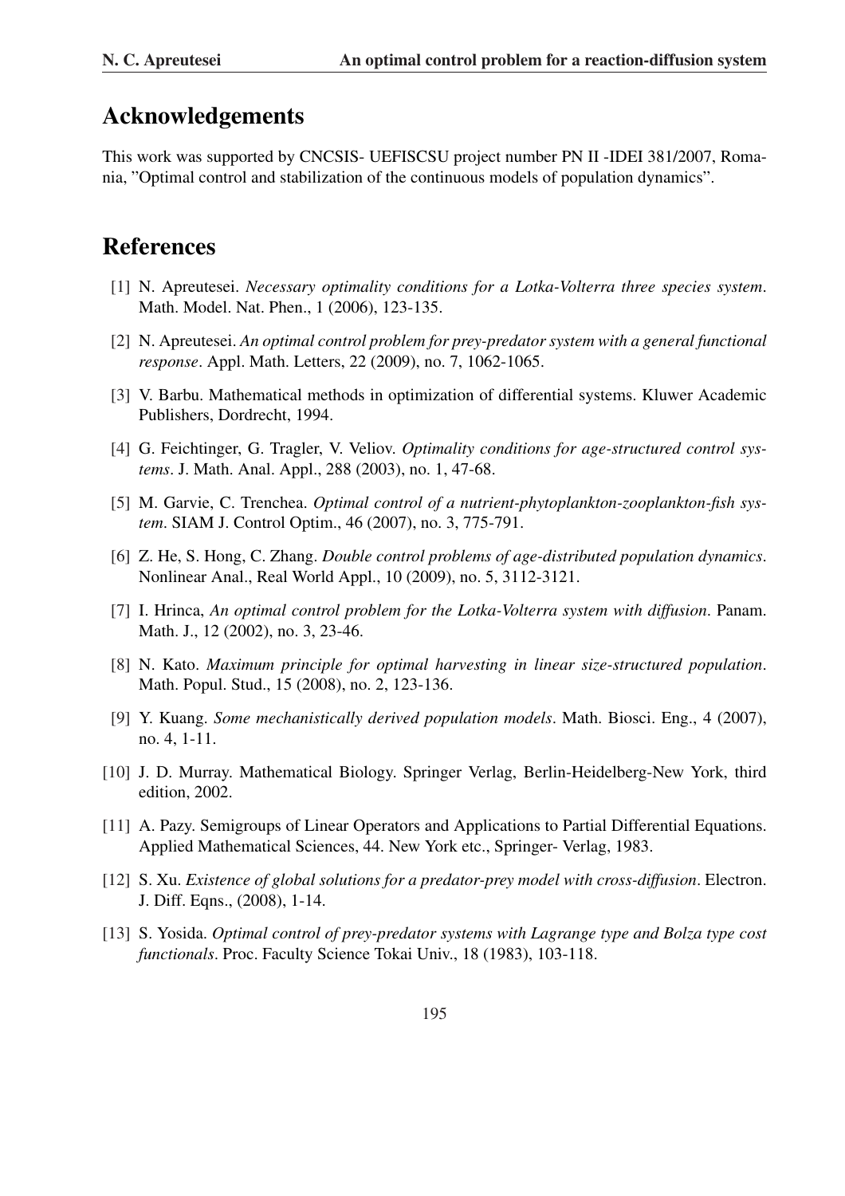## Acknowledgements

This work was supported by CNCSIS- UEFISCSU project number PN II -IDEI 381/2007, Romania, "Optimal control and stabilization of the continuous models of population dynamics".

## References

[1] N. Apreutesei. *Necessary optimality conditions for a Lotka-Volterra three species system*. Math. Model. Nat. Phen., 1 (2006), 123-135.

[2] N. Apreutesei. *An optimal control problem for prey-predator system with a general functional response*. Appl. Math. Letters, 22 (2009), no. 7, 1062-1065.

[3] V. Barbu. Mathematical methods in optimization of differential systems. Kluwer Academic Publishers, Dordrecht, 1994.

[4] G. Feichtinger, G. Tragler, V. Veliov. *Optimality conditions for age-structured control systems*. J. Math. Anal. Appl., 288 (2003), no. 1, 47-68.

[5] M. Garvie, C. Trenchea. *Optimal control of a nutrient-phytoplankton-zooplankton-fish system*. SIAM J. Control Optim., 46 (2007), no. 3, 775-791.

[6] Z. He, S. Hong, C. Zhang. *Double control problems of age-distributed population dynamics*. Nonlinear Anal., Real World Appl., 10 (2009), no. 5, 3112-3121.

[7] I. Hrinca, *An optimal control problem for the Lotka-Volterra system with diffusion*. Panam. Math. J., 12 (2002), no. 3, 23-46.

[8] N. Kato. *Maximum principle for optimal harvesting in linear size-structured population*. Math. Popul. Stud., 15 (2008), no. 2, 123-136.

[9] Y. Kuang. *Some mechanistically derived population models*. Math. Biosci. Eng., 4 (2007), no. 4, 1-11.

[10] J. D. Murray. Mathematical Biology. Springer Verlag, Berlin-Heidelberg-New York, third edition, 2002.

[11] A. Pazy. Semigroups of Linear Operators and Applications to Partial Differential Equations. Applied Mathematical Sciences, 44. New York etc., Springer- Verlag, 1983.

[12] S. Xu. *Existence of global solutions for a predator-prey model with cross-diffusion*. Electron. J. Diff. Eqns., (2008), 1-14.

[13] S. Yosida. *Optimal control of prey-predator systems with Lagrange type and Bolza type cost functionals*. Proc. Faculty Science Tokai Univ., 18 (1983), 103-118.